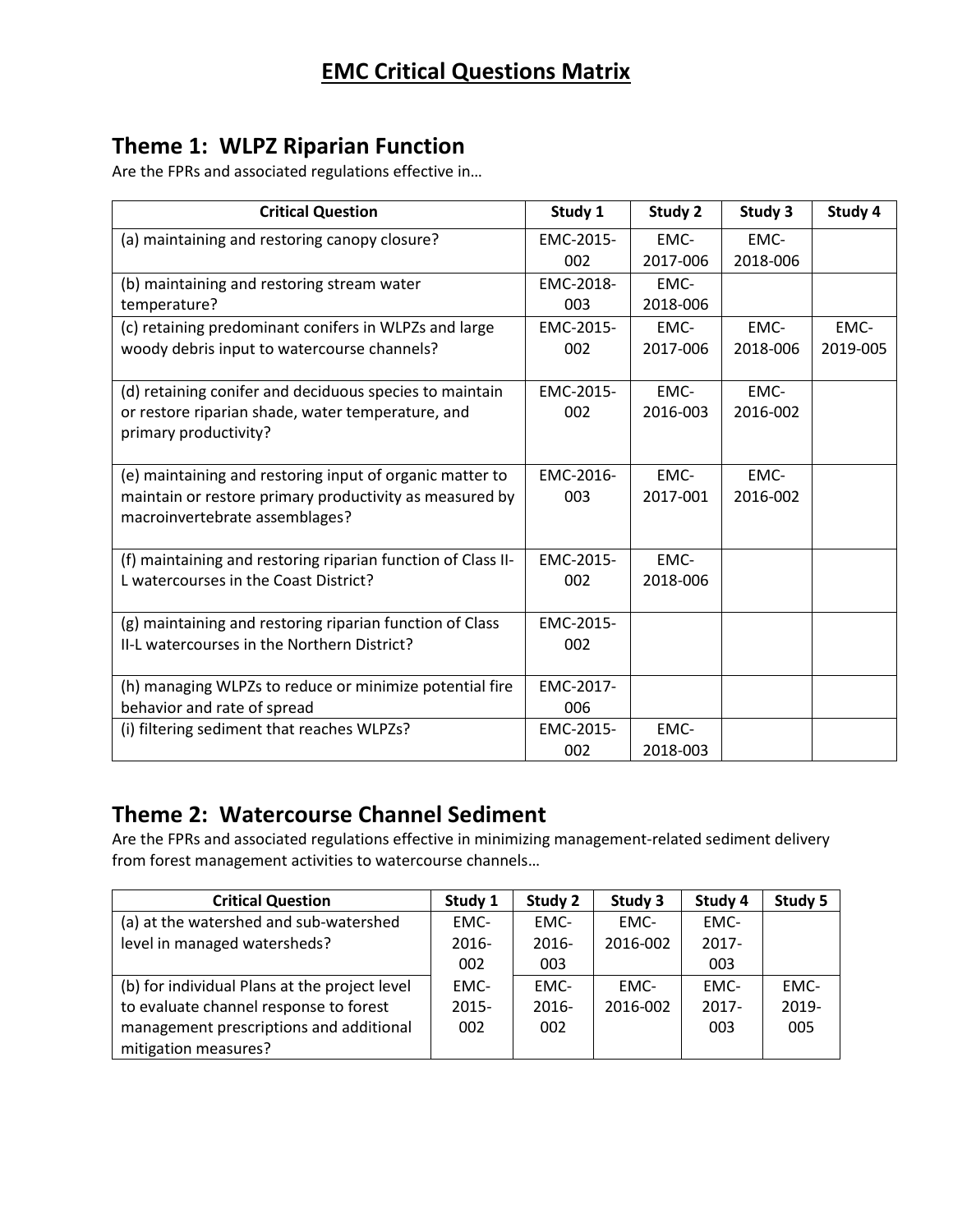# EMC Critical Questions Matrix

## Theme 1: WLPZ Riparian Function

Are the FPRs and associated regulations effective in…

| Critical Question | Study 1 | Study 2 | Study 3 | Study 4 |
|---|---|---|---|---|
| (a) maintaining and restoring canopy closure? | EMC-2015-002 | EMC-2017-006 | EMC-2018-006 | |
| (b) maintaining and restoring stream water temperature? | EMC-2018-003 | EMC-2018-006 | | |
| (c) retaining predominant conifers in WLPZs and large woody debris input to watercourse channels? | EMC-2015-002 | EMC-2017-006 | EMC-2018-006 | EMC-2019-005 |
| (d) retaining conifer and deciduous species to maintain or restore riparian shade, water temperature, and primary productivity? | EMC-2015-002 | EMC-2016-003 | EMC-2016-002 | |
| (e) maintaining and restoring input of organic matter to maintain or restore primary productivity as measured by macroinvertebrate assemblages? | EMC-2016-003 | EMC-2017-001 | EMC-2016-002 | |
| (f) maintaining and restoring riparian function of Class II-L watercourses in the Coast District? | EMC-2015-002 | EMC-2018-006 | | |
| (g) maintaining and restoring riparian function of Class II-L watercourses in the Northern District? | EMC-2015-002 | | | |
| (h) managing WLPZs to reduce or minimize potential fire behavior and rate of spread | EMC-2017-006 | | | |
| (i) filtering sediment that reaches WLPZs? | EMC-2015-002 | EMC-2018-003 | | |

## Theme 2: Watercourse Channel Sediment

Are the FPRs and associated regulations effective in minimizing management-related sediment delivery from forest management activities to watercourse channels…

| Critical Question | Study 1 | Study 2 | Study 3 | Study 4 | Study 5 |
|---|---|---|---|---|---|
| (a) at the watershed and sub-watershed level in managed watersheds? | EMC-2016-002 | EMC-2016-003 | EMC-2016-002 | EMC-2017-003 | |
| (b) for individual Plans at the project level to evaluate channel response to forest management prescriptions and additional mitigation measures? | EMC-2015-002 | EMC-2016-002 | EMC-2016-002 | EMC-2017-003 | EMC-2019-005 |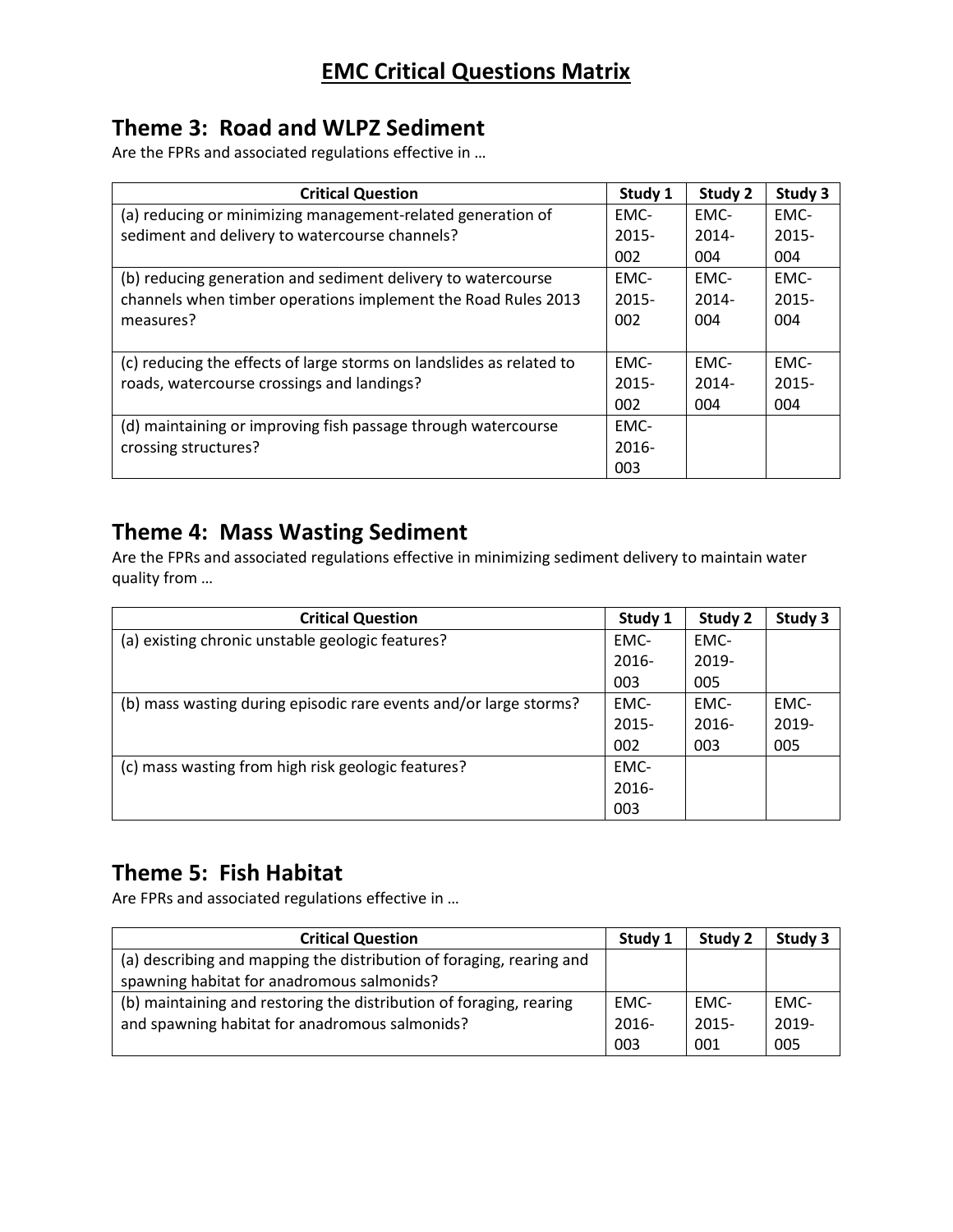# EMC Critical Questions Matrix

## Theme 3: Road and WLPZ Sediment

Are the FPRs and associated regulations effective in …

| Critical Question | Study 1 | Study 2 | Study 3 |
|---|---|---|---|
| (a) reducing or minimizing management-related generation of sediment and delivery to watercourse channels? | EMC-2015-002 | EMC-2014-004 | EMC-2015-004 |
| (b) reducing generation and sediment delivery to watercourse channels when timber operations implement the Road Rules 2013 measures? | EMC-2015-002 | EMC-2014-004 | EMC-2015-004 |
| (c) reducing the effects of large storms on landslides as related to roads, watercourse crossings and landings? | EMC-2015-002 | EMC-2014-004 | EMC-2015-004 |
| (d) maintaining or improving fish passage through watercourse crossing structures? | EMC-2016-003 | | |

## Theme 4: Mass Wasting Sediment

Are the FPRs and associated regulations effective in minimizing sediment delivery to maintain water quality from …

| Critical Question | Study 1 | Study 2 | Study 3 |
|---|---|---|---|
| (a) existing chronic unstable geologic features? | EMC-2016-003 | EMC-2019-005 | |
| (b) mass wasting during episodic rare events and/or large storms? | EMC-2015-002 | EMC-2016-003 | EMC-2019-005 |
| (c) mass wasting from high risk geologic features? | EMC-2016-003 | | |

## Theme 5: Fish Habitat

Are FPRs and associated regulations effective in …

| Critical Question | Study 1 | Study 2 | Study 3 |
|---|---|---|---|
| (a) describing and mapping the distribution of foraging, rearing and spawning habitat for anadromous salmonids? | | | |
| (b) maintaining and restoring the distribution of foraging, rearing and spawning habitat for anadromous salmonids? | EMC-2016-003 | EMC-2015-001 | EMC-2019-005 |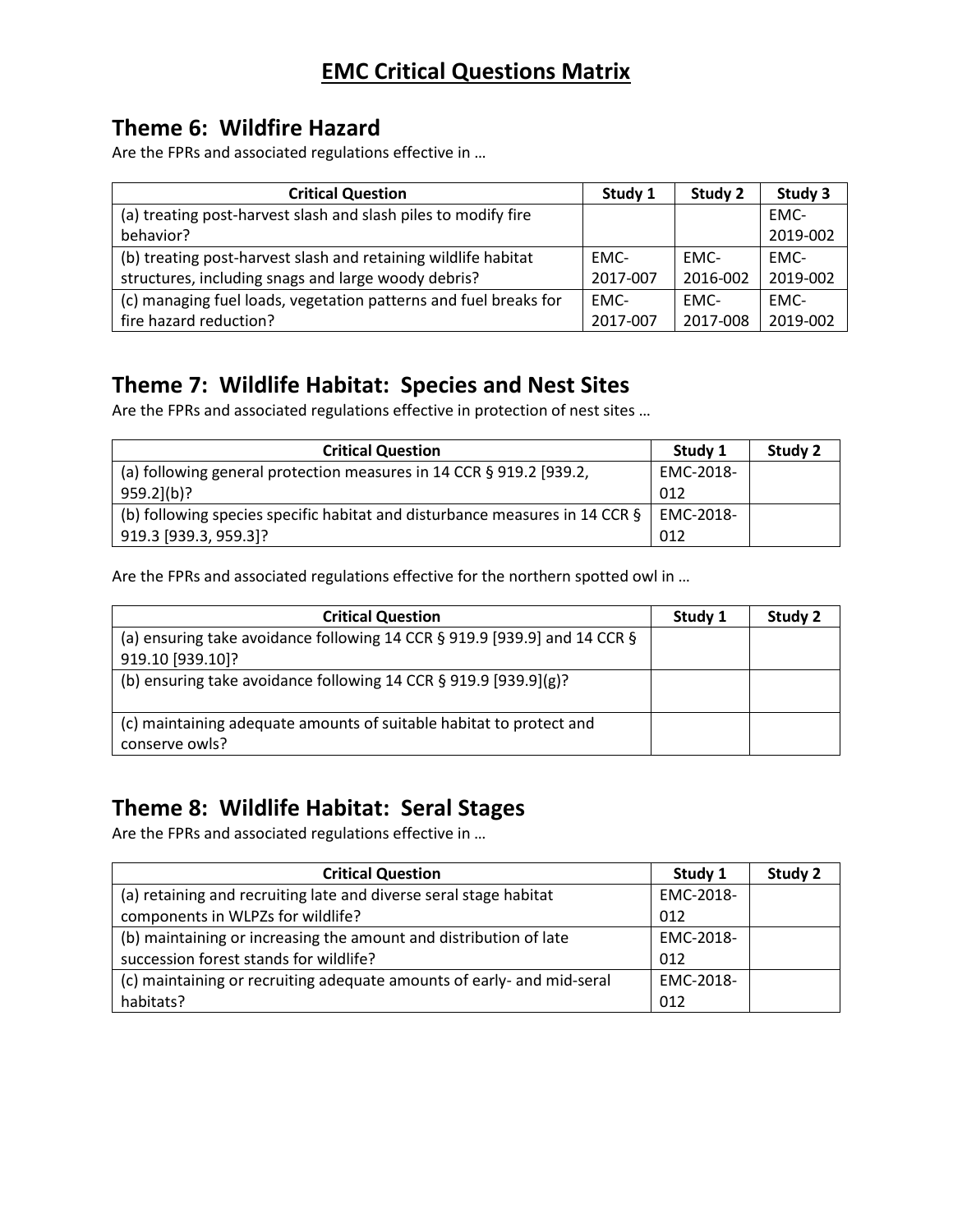# EMC Critical Questions Matrix

## Theme 6: Wildfire Hazard

Are the FPRs and associated regulations effective in …

| Critical Question | Study 1 | Study 2 | Study 3 |
|---|---|---|---|
| (a) treating post-harvest slash and slash piles to modify fire behavior? | | | EMC-2019-002 |
| (b) treating post-harvest slash and retaining wildlife habitat structures, including snags and large woody debris? | EMC-2017-007 | EMC-2016-002 | EMC-2019-002 |
| (c) managing fuel loads, vegetation patterns and fuel breaks for fire hazard reduction? | EMC-2017-007 | EMC-2017-008 | EMC-2019-002 |

## Theme 7: Wildlife Habitat: Species and Nest Sites

Are the FPRs and associated regulations effective in protection of nest sites …

| Critical Question | Study 1 | Study 2 |
|---|---|---|
| (a) following general protection measures in 14 CCR § 919.2 [939.2, 959.2](b)? | EMC-2018-012 | |
| (b) following species specific habitat and disturbance measures in 14 CCR § 919.3 [939.3, 959.3]? | EMC-2018-012 | |

Are the FPRs and associated regulations effective for the northern spotted owl in …

| Critical Question | Study 1 | Study 2 |
|---|---|---|
| (a) ensuring take avoidance following 14 CCR § 919.9 [939.9] and 14 CCR § 919.10 [939.10]? | | |
| (b) ensuring take avoidance following 14 CCR § 919.9 [939.9](g)? | | |
| (c) maintaining adequate amounts of suitable habitat to protect and conserve owls? | | |

## Theme 8: Wildlife Habitat: Seral Stages

Are the FPRs and associated regulations effective in …

| Critical Question | Study 1 | Study 2 |
|---|---|---|
| (a) retaining and recruiting late and diverse seral stage habitat components in WLPZs for wildlife? | EMC-2018-012 | |
| (b) maintaining or increasing the amount and distribution of late succession forest stands for wildlife? | EMC-2018-012 | |
| (c) maintaining or recruiting adequate amounts of early- and mid-seral habitats? | EMC-2018-012 | |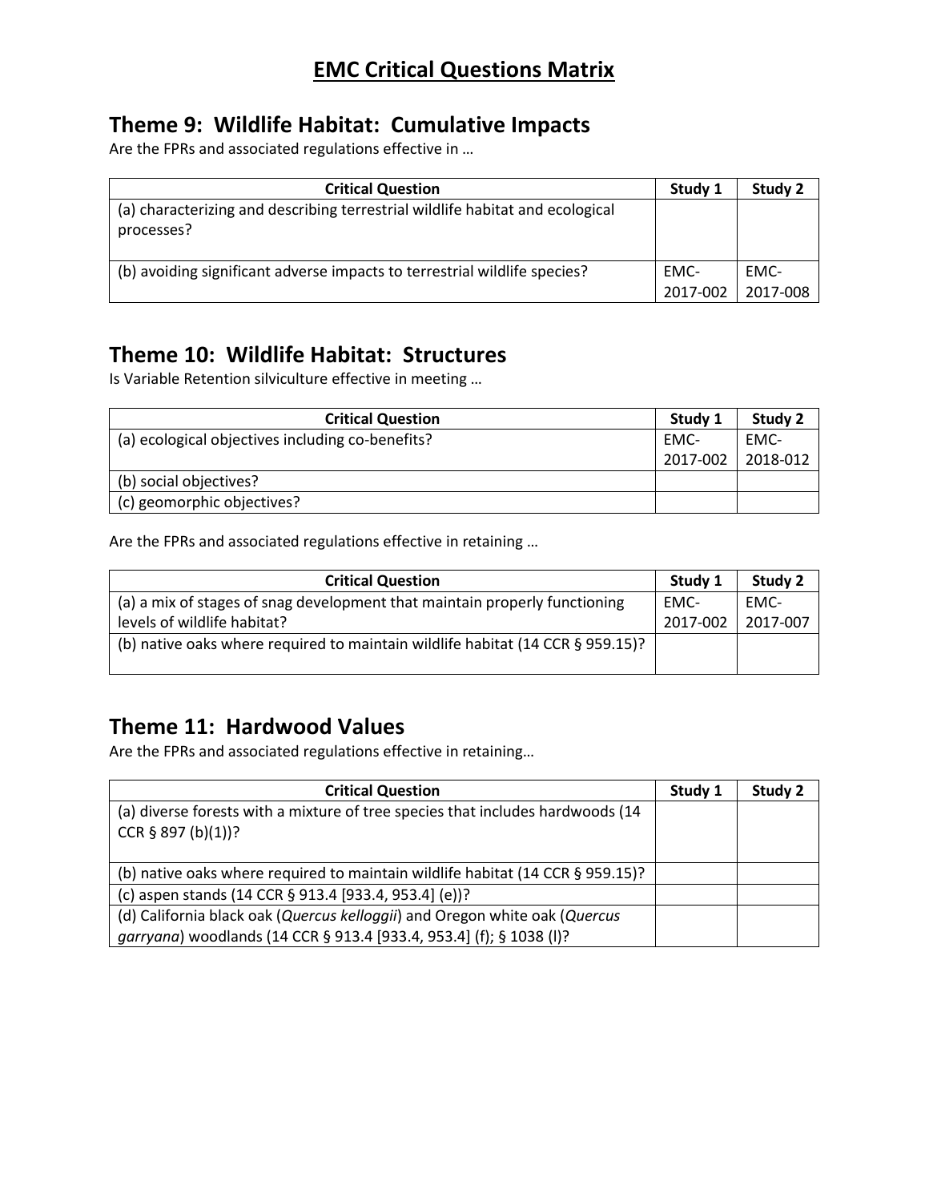# EMC Critical Questions Matrix

## Theme 9: Wildlife Habitat: Cumulative Impacts

Are the FPRs and associated regulations effective in …

| Critical Question | Study 1 | Study 2 |
|---|---|---|
| (a) characterizing and describing terrestrial wildlife habitat and ecological processes? | | |
| (b) avoiding significant adverse impacts to terrestrial wildlife species? | EMC-2017-002 | EMC-2017-008 |

## Theme 10: Wildlife Habitat: Structures

Is Variable Retention silviculture effective in meeting …

| Critical Question | Study 1 | Study 2 |
|---|---|---|
| (a) ecological objectives including co-benefits? | EMC-2017-002 | EMC-2018-012 |
| (b) social objectives? | | |
| (c) geomorphic objectives? | | |

Are the FPRs and associated regulations effective in retaining …

| Critical Question | Study 1 | Study 2 |
|---|---|---|
| (a) a mix of stages of snag development that maintain properly functioning levels of wildlife habitat? | EMC-2017-002 | EMC-2017-007 |
| (b) native oaks where required to maintain wildlife habitat (14 CCR § 959.15)? | | |

## Theme 11: Hardwood Values

Are the FPRs and associated regulations effective in retaining…

| Critical Question | Study 1 | Study 2 |
|---|---|---|
| (a) diverse forests with a mixture of tree species that includes hardwoods (14 CCR § 897 (b)(1))? | | |
| (b) native oaks where required to maintain wildlife habitat (14 CCR § 959.15)? | | |
| (c) aspen stands (14 CCR § 913.4 [933.4, 953.4] (e))? | | |
| (d) California black oak (*Quercus kelloggii*) and Oregon white oak (*Quercus garryana*) woodlands (14 CCR § 913.4 [933.4, 953.4] (f); § 1038 (l)? | | |